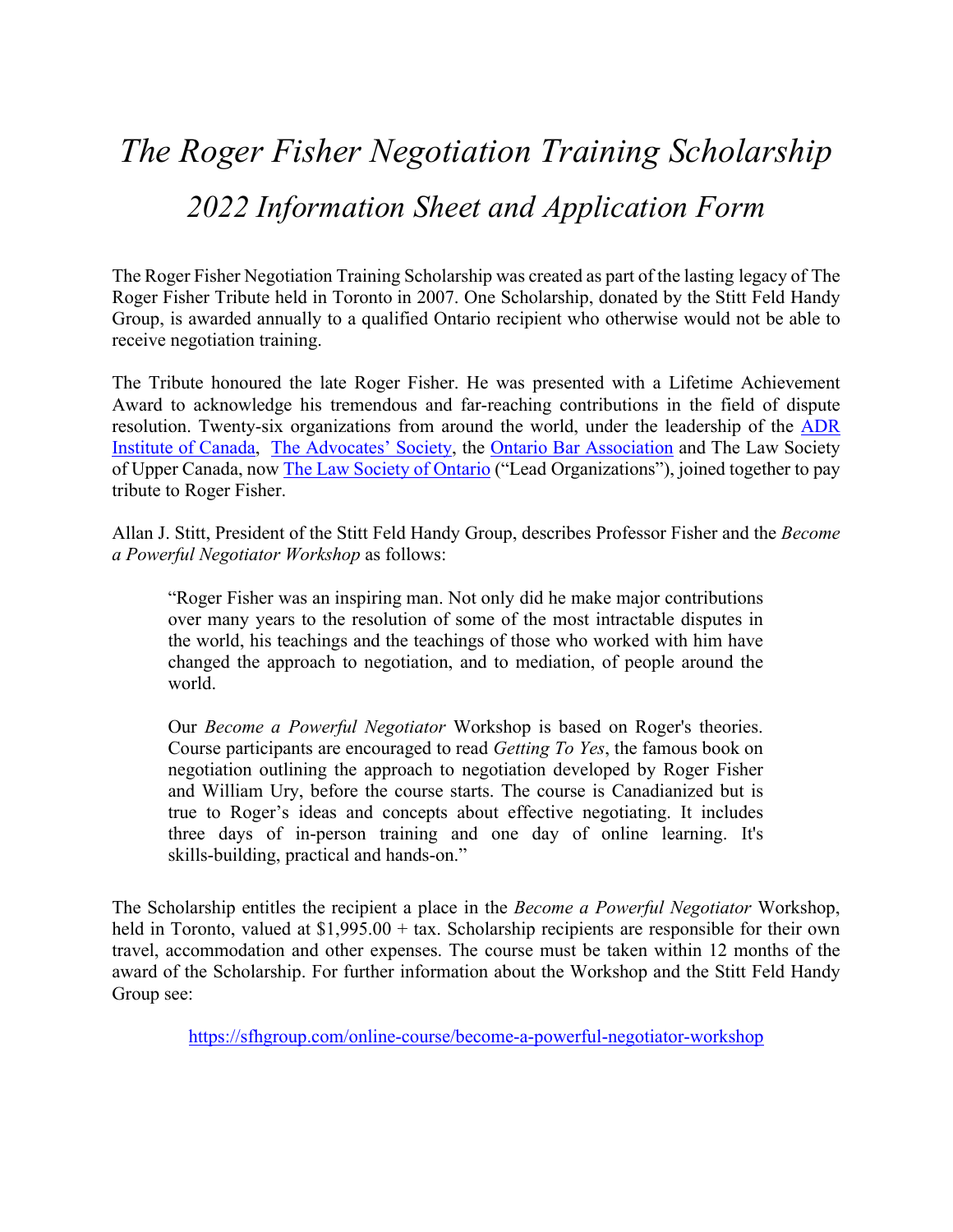# *The Roger Fisher Negotiation Training Scholarship*

## *2022 Information Sheet and Application Form*

The Roger Fisher Negotiation Training Scholarship was created as part of the lasting legacy of The Roger Fisher Tribute held in Toronto in 2007. One Scholarship, donated by the Stitt Feld Handy Group, is awarded annually to a qualified Ontario recipient who otherwise would not be able to receive negotiation training.

The Tribute honoured the late Roger Fisher. He was presented with a Lifetime Achievement Award to acknowledge his tremendous and far-reaching contributions in the field of dispute resolution. Twenty-six organizations from around the world, under the leadership of the ADR Institute of Canada, The Advocates' Society, the Ontario Bar Association and The Law Society of Upper Canada, now The Law Society of Ontario ("Lead Organizations"), joined together to pay tribute to Roger Fisher.

Allan J. Stitt, President of the Stitt Feld Handy Group, describes Professor Fisher and the *Become a Powerful Negotiator Workshop* as follows:

> "Roger Fisher was an inspiring man. Not only did he make major contributions over many years to the resolution of some of the most intractable disputes in the world, his teachings and the teachings of those who worked with him have changed the approach to negotiation, and to mediation, of people around the world.
>
> Our *Become a Powerful Negotiator* Workshop is based on Roger's theories. Course participants are encouraged to read *Getting To Yes*, the famous book on negotiation outlining the approach to negotiation developed by Roger Fisher and William Ury, before the course starts. The course is Canadianized but is true to Roger's ideas and concepts about effective negotiating. It includes three days of in-person training and one day of online learning. It's skills-building, practical and hands-on."

The Scholarship entitles the recipient a place in the *Become a Powerful Negotiator* Workshop, held in Toronto, valued at $1,995.00 + tax. Scholarship recipients are responsible for their own travel, accommodation and other expenses. The course must be taken within 12 months of the award of the Scholarship. For further information about the Workshop and the Stitt Feld Handy Group see:

https://sfhgroup.com/online-course/become-a-powerful-negotiator-workshop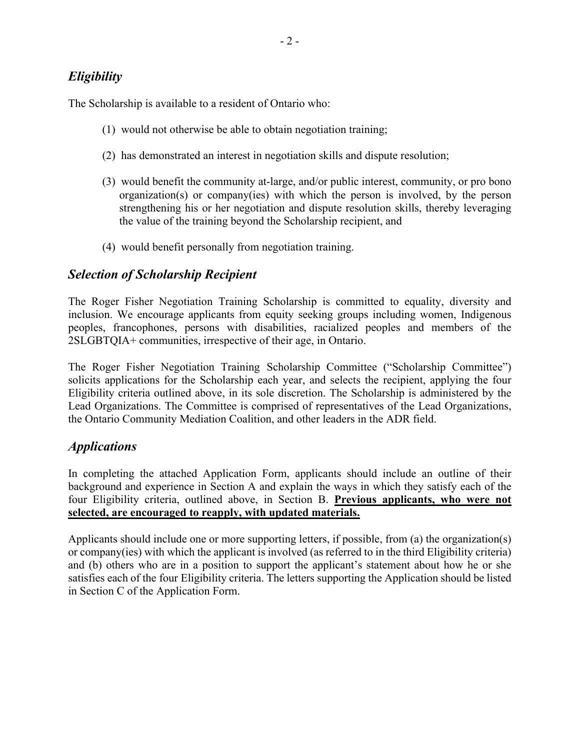## *Eligibility*

The Scholarship is available to a resident of Ontario who:

(1) would not otherwise be able to obtain negotiation training;

(2) has demonstrated an interest in negotiation skills and dispute resolution;

(3) would benefit the community at-large, and/or public interest, community, or pro bono organization(s) or company(ies) with which the person is involved, by the person strengthening his or her negotiation and dispute resolution skills, thereby leveraging the value of the training beyond the Scholarship recipient, and

(4) would benefit personally from negotiation training.

## *Selection of Scholarship Recipient*

The Roger Fisher Negotiation Training Scholarship is committed to equality, diversity and inclusion. We encourage applicants from equity seeking groups including women, Indigenous peoples, francophones, persons with disabilities, racialized peoples and members of the 2SLGBTQIA+ communities, irrespective of their age, in Ontario.

The Roger Fisher Negotiation Training Scholarship Committee ("Scholarship Committee") solicits applications for the Scholarship each year, and selects the recipient, applying the four Eligibility criteria outlined above, in its sole discretion. The Scholarship is administered by the Lead Organizations. The Committee is comprised of representatives of the Lead Organizations, the Ontario Community Mediation Coalition, and other leaders in the ADR field.

## *Applications*

In completing the attached Application Form, applicants should include an outline of their background and experience in Section A and explain the ways in which they satisfy each of the four Eligibility criteria, outlined above, in Section B. **Previous applicants, who were not selected, are encouraged to reapply, with updated materials.**

Applicants should include one or more supporting letters, if possible, from (a) the organization(s) or company(ies) with which the applicant is involved (as referred to in the third Eligibility criteria) and (b) others who are in a position to support the applicant's statement about how he or she satisfies each of the four Eligibility criteria. The letters supporting the Application should be listed in Section C of the Application Form.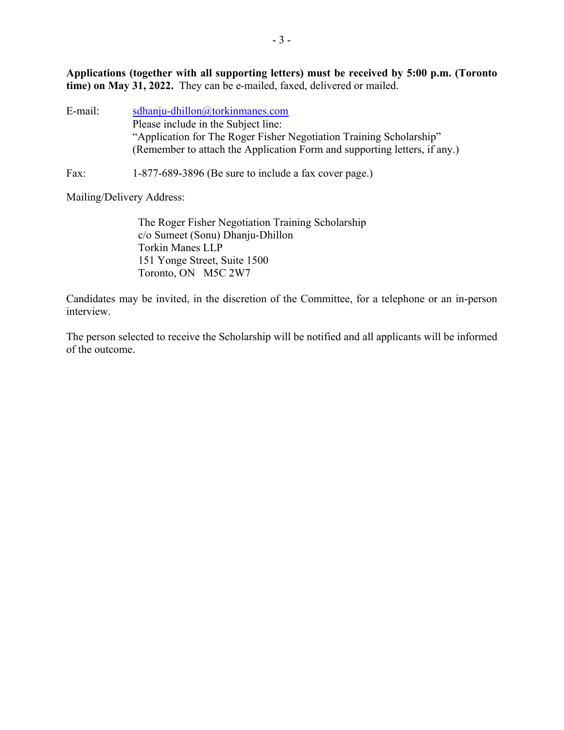**Applications (together with all supporting letters) must be received by 5:00 p.m. (Toronto time) on May 31, 2022.** They can be e-mailed, faxed, delivered or mailed.

E-mail: sdhanju-dhillon@torkinmanes.com
Please include in the Subject line:
"Application for The Roger Fisher Negotiation Training Scholarship"
(Remember to attach the Application Form and supporting letters, if any.)

Fax: 1-877-689-3896 (Be sure to include a fax cover page.)

Mailing/Delivery Address:

The Roger Fisher Negotiation Training Scholarship
c/o Sumeet (Sonu) Dhanju-Dhillon
Torkin Manes LLP
151 Yonge Street, Suite 1500
Toronto, ON M5C 2W7

Candidates may be invited, in the discretion of the Committee, for a telephone or an in-person interview.

The person selected to receive the Scholarship will be notified and all applicants will be informed of the outcome.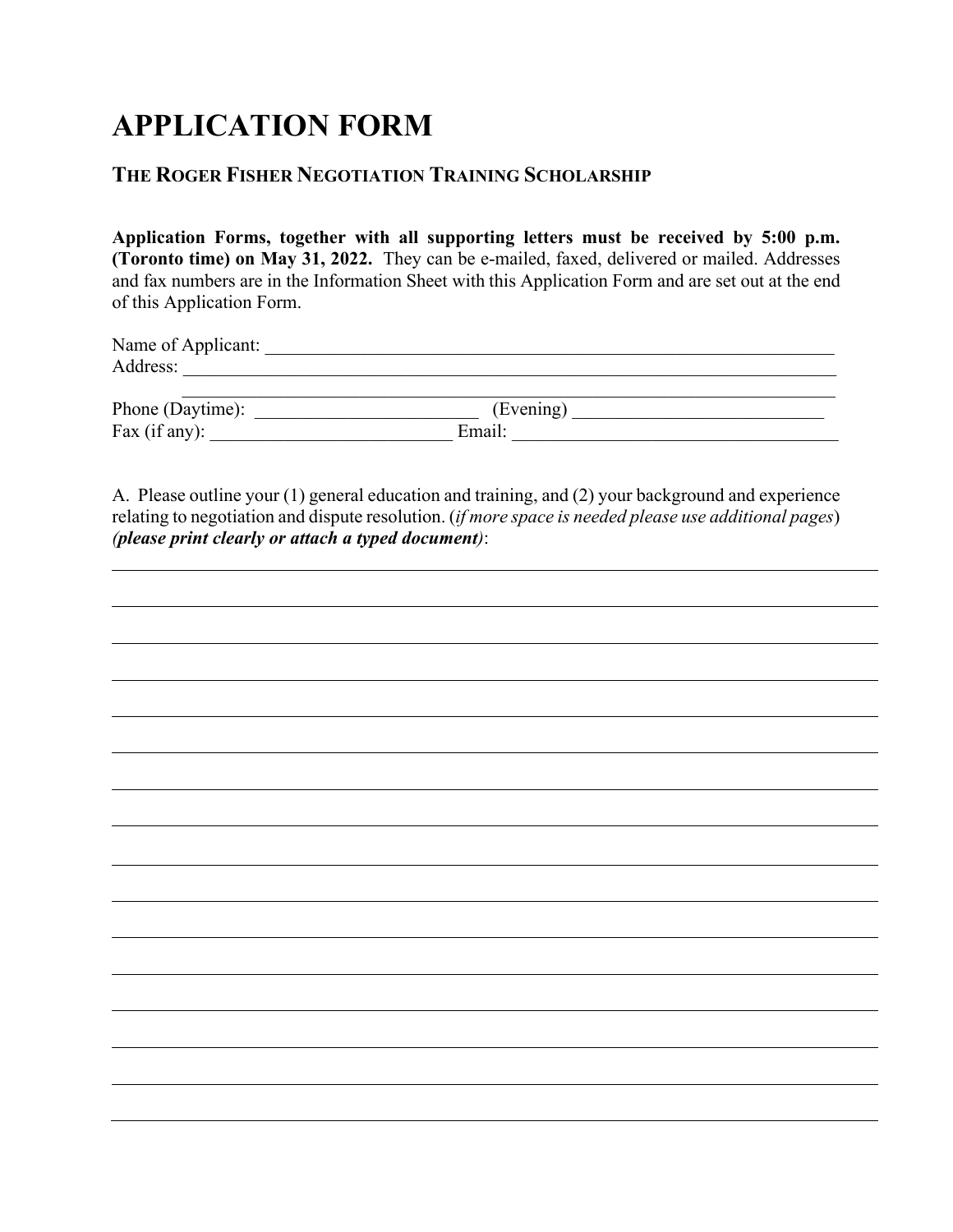# APPLICATION FORM

### THE ROGER FISHER NEGOTIATION TRAINING SCHOLARSHIP

**Application Forms, together with all supporting letters must be received by 5:00 p.m. (Toronto time) on May 31, 2022.** They can be e-mailed, faxed, delivered or mailed. Addresses and fax numbers are in the Information Sheet with this Application Form and are set out at the end of this Application Form.

Name of Applicant: ______________________________________________________________

Address: ______________________________________________________________________

_______________________________________________________________________________

Phone (Daytime): ________________________ (Evening) ___________________________

Fax (if any): __________________________ Email: ___________________________________

A. Please outline your (1) general education and training, and (2) your background and experience relating to negotiation and dispute resolution. (*if more space is needed please use additional pages*) ***(please print clearly or attach a typed document)***:

_______________________________________________________________________________

_______________________________________________________________________________

_______________________________________________________________________________

_______________________________________________________________________________

_______________________________________________________________________________

_______________________________________________________________________________

_______________________________________________________________________________

_______________________________________________________________________________

_______________________________________________________________________________

_______________________________________________________________________________

_______________________________________________________________________________

_______________________________________________________________________________

_______________________________________________________________________________

_______________________________________________________________________________

_______________________________________________________________________________

_______________________________________________________________________________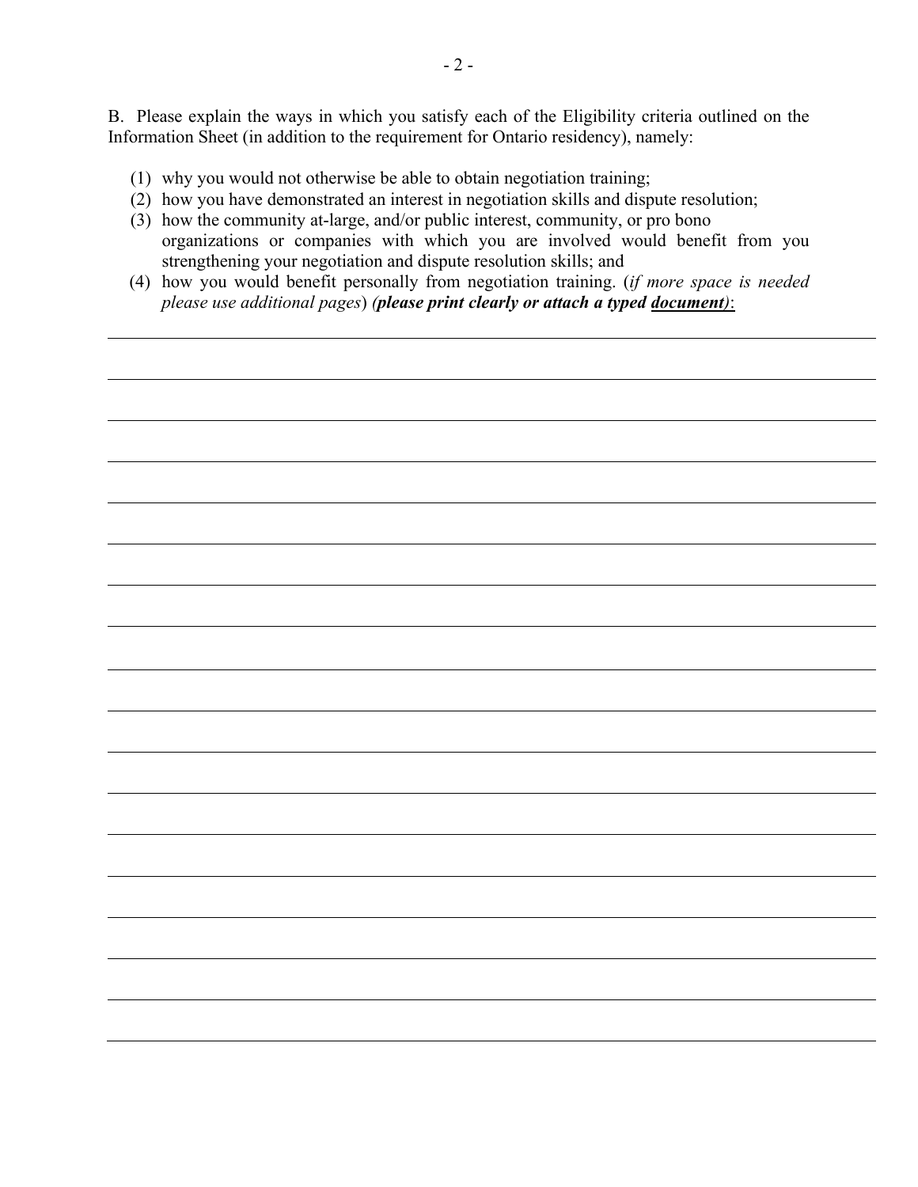B. Please explain the ways in which you satisfy each of the Eligibility criteria outlined on the Information Sheet (in addition to the requirement for Ontario residency), namely:

(1) why you would not otherwise be able to obtain negotiation training;
(2) how you have demonstrated an interest in negotiation skills and dispute resolution;
(3) how the community at-large, and/or public interest, community, or pro bono organizations or companies with which you are involved would benefit from you strengthening your negotiation and dispute resolution skills; and
(4) how you would benefit personally from negotiation training. (*if more space is needed please use additional pages*) ***(please print clearly or attach a typed <u>document</u>)***:

______________________________________________________________________________

______________________________________________________________________________

______________________________________________________________________________

______________________________________________________________________________

______________________________________________________________________________

______________________________________________________________________________

______________________________________________________________________________

______________________________________________________________________________

______________________________________________________________________________

______________________________________________________________________________

______________________________________________________________________________

______________________________________________________________________________

______________________________________________________________________________

______________________________________________________________________________

______________________________________________________________________________

______________________________________________________________________________

______________________________________________________________________________

______________________________________________________________________________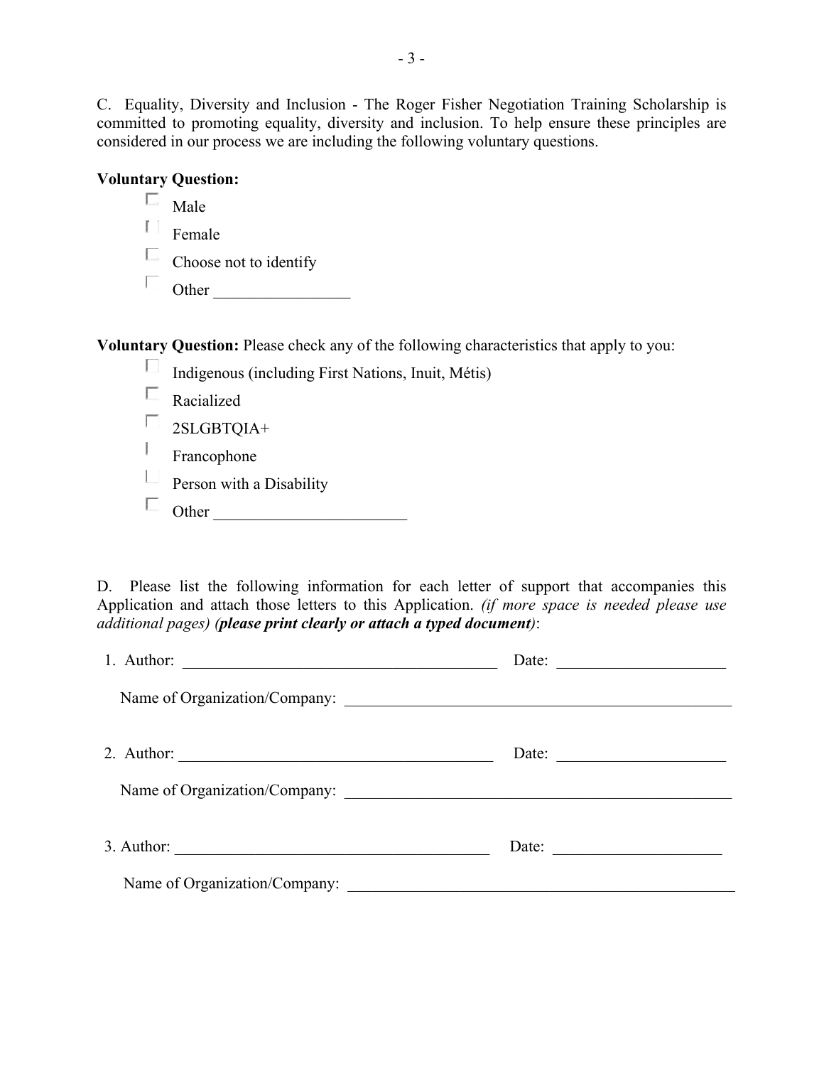C. Equality, Diversity and Inclusion - The Roger Fisher Negotiation Training Scholarship is committed to promoting equality, diversity and inclusion. To help ensure these principles are considered in our process we are including the following voluntary questions.

**Voluntary Question:**

- ☐ Male
- ☐ Female
- ☐ Choose not to identify
- ☐ Other _________________

**Voluntary Question:** Please check any of the following characteristics that apply to you:

- ☐ Indigenous (including First Nations, Inuit, Métis)
- ☐ Racialized
- ☐ 2SLGBTQIA+
- ☐ Francophone
- ☐ Person with a Disability
- ☐ Other ________________________

D. Please list the following information for each letter of support that accompanies this Application and attach those letters to this Application. *(if more space is needed please use additional pages)* ***(please print clearly or attach a typed document)***:

1. Author: ________________________________________ Date: _____________________

   Name of Organization/Company: __________________________________________________

2. Author: ________________________________________ Date: _____________________

   Name of Organization/Company: __________________________________________________

3. Author: ________________________________________ Date: _____________________

   Name of Organization/Company: __________________________________________________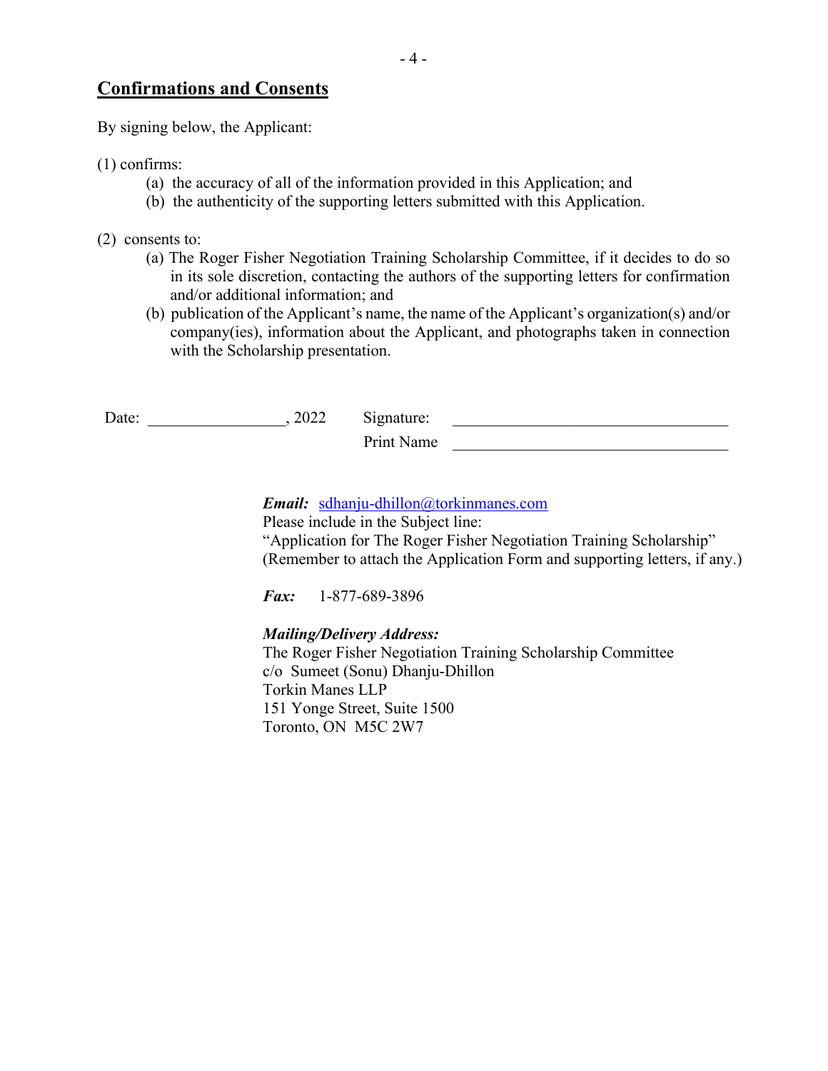## Confirmations and Consents

By signing below, the Applicant:

(1) confirms:

- (a) the accuracy of all of the information provided in this Application; and
- (b) the authenticity of the supporting letters submitted with this Application.

(2) consents to:

- (a) The Roger Fisher Negotiation Training Scholarship Committee, if it decides to do so in its sole discretion, contacting the authors of the supporting letters for confirmation and/or additional information; and
- (b) publication of the Applicant's name, the name of the Applicant's organization(s) and/or company(ies), information about the Applicant, and photographs taken in connection with the Scholarship presentation.

Date: ________________, 2022 Signature: ________________________________

Print Name ________________________________

***Email:*** sdhanju-dhillon@torkinmanes.com
Please include in the Subject line:
"Application for The Roger Fisher Negotiation Training Scholarship"
(Remember to attach the Application Form and supporting letters, if any.)

***Fax:*** 1-877-689-3896

***Mailing/Delivery Address:***
The Roger Fisher Negotiation Training Scholarship Committee
c/o Sumeet (Sonu) Dhanju-Dhillon
Torkin Manes LLP
151 Yonge Street, Suite 1500
Toronto, ON M5C 2W7